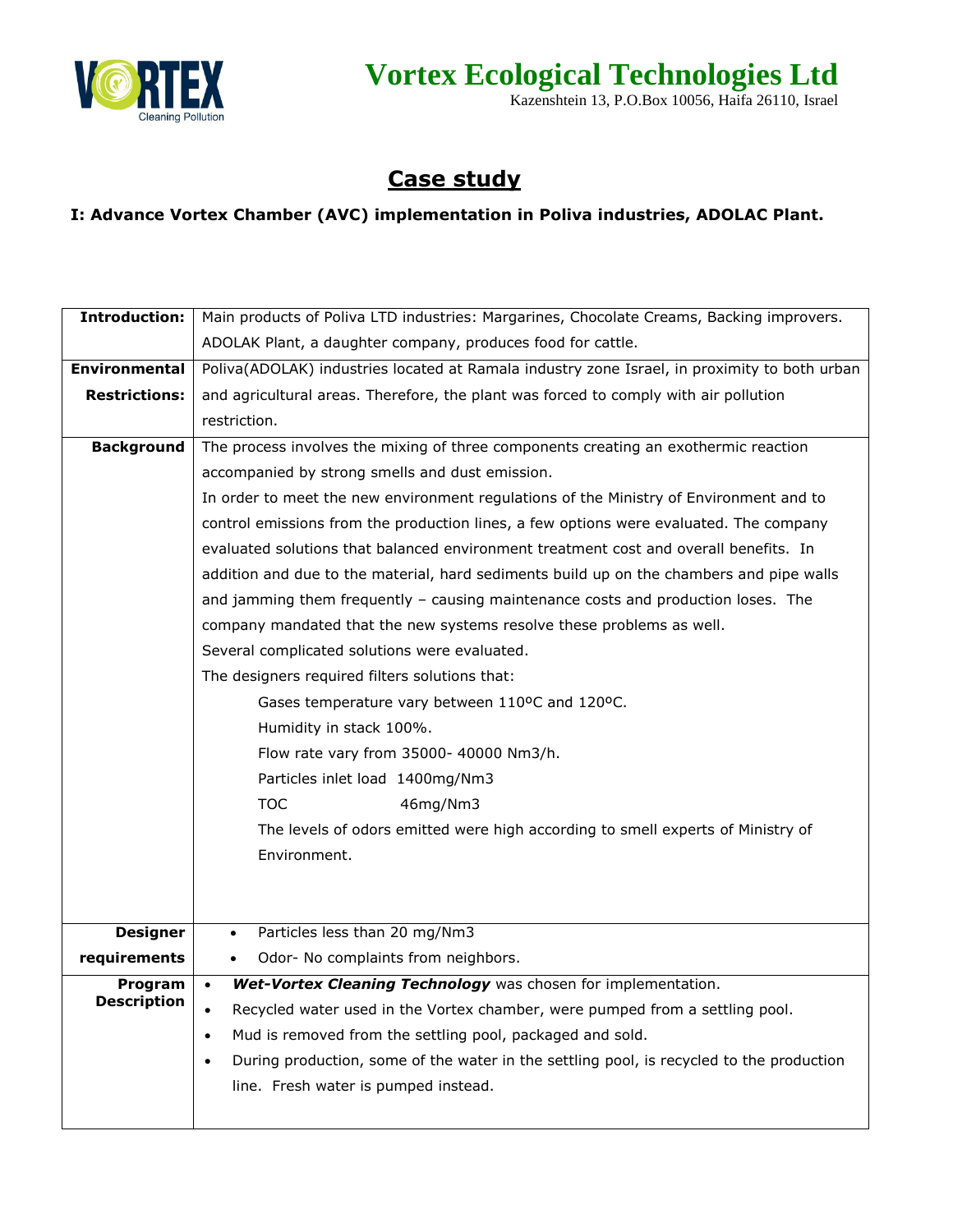# Vortex Ecological Technologies Ltd

Kazenshtein 13, P.O.Box 10056, Haifa 26110, Israel

## Case study

### I: Advance Vortex Chamber (AVC) implementation in Poliva industries, ADOLAC Plant.

| | |
|---|---|
| **Introduction:** | Main products of Poliva LTD industries: Margarines, Chocolate Creams, Backing improvers. ADOLAK Plant, a daughter company, produces food for cattle. |
| **Environmental Restrictions:** | Poliva(ADOLAK) industries located at Ramala industry zone Israel, in proximity to both urban and agricultural areas. Therefore, the plant was forced to comply with air pollution restriction. |
| **Background** | The process involves the mixing of three components creating an exothermic reaction accompanied by strong smells and dust emission.<br>In order to meet the new environment regulations of the Ministry of Environment and to control emissions from the production lines, a few options were evaluated. The company evaluated solutions that balanced environment treatment cost and overall benefits. In addition and due to the material, hard sediments build up on the chambers and pipe walls and jamming them frequently – causing maintenance costs and production loses. The company mandated that the new systems resolve these problems as well.<br>Several complicated solutions were evaluated.<br>The designers required filters solutions that:<br>Gases temperature vary between 110ºC and 120ºC.<br>Humidity in stack 100%.<br>Flow rate vary from 35000- 40000 Nm3/h.<br>Particles inlet load 1400mg/Nm3<br>TOC 46mg/Nm3<br>The levels of odors emitted were high according to smell experts of Ministry of Environment. |
| **Designer requirements** | • Particles less than 20 mg/Nm3<br>• Odor- No complaints from neighbors. |
| **Program Description** | • ***Wet-Vortex Cleaning Technology*** was chosen for implementation.<br>• Recycled water used in the Vortex chamber, were pumped from a settling pool.<br>• Mud is removed from the settling pool, packaged and sold.<br>• During production, some of the water in the settling pool, is recycled to the production line. Fresh water is pumped instead. |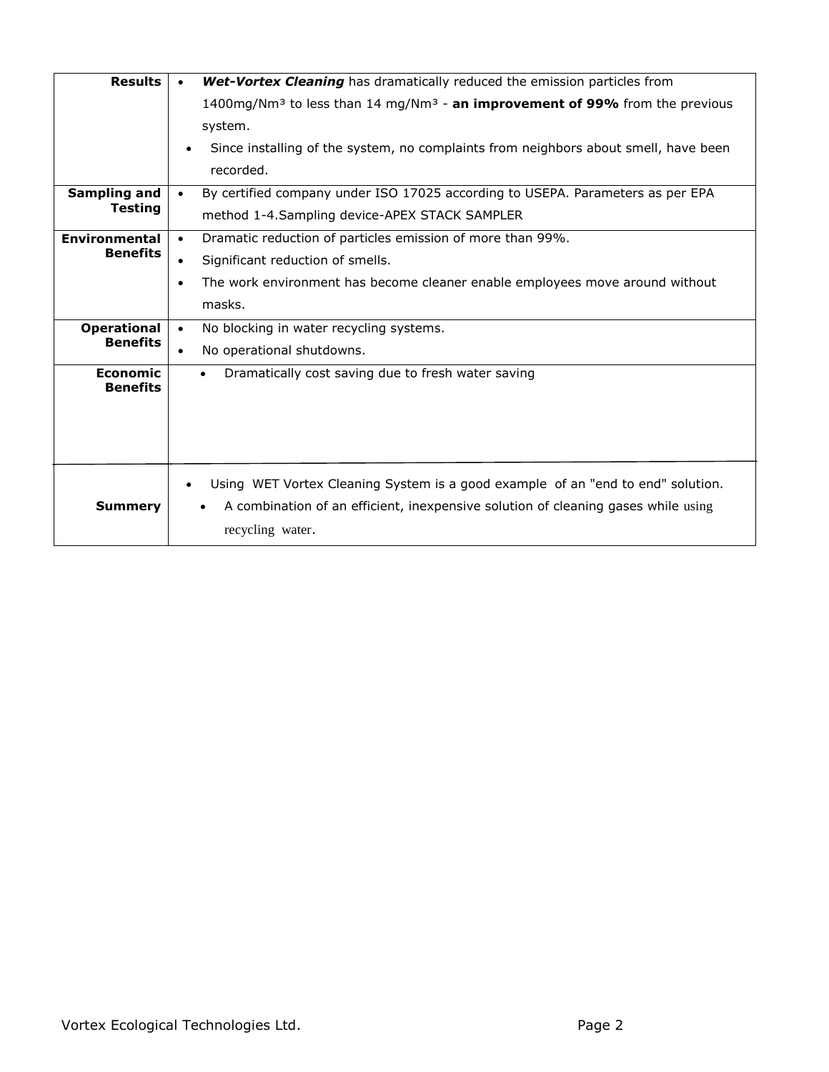| | |
|---|---|
| **Results** | • ***Wet-Vortex Cleaning*** has dramatically reduced the emission particles from 1400mg/Nm³ to less than 14 mg/Nm³ - **an improvement of 99%** from the previous system.<br>• Since installing of the system, no complaints from neighbors about smell, have been recorded. |
| **Sampling and Testing** | • By certified company under ISO 17025 according to USEPA. Parameters as per EPA method 1-4.Sampling device-APEX STACK SAMPLER |
| **Environmental Benefits** | • Dramatic reduction of particles emission of more than 99%.<br>• Significant reduction of smells.<br>• The work environment has become cleaner enable employees move around without masks. |
| **Operational Benefits** | • No blocking in water recycling systems.<br>• No operational shutdowns. |
| **Economic Benefits** | • Dramatically cost saving due to fresh water saving |
| **Summery** | • Using WET Vortex Cleaning System is a good example of an "end to end" solution.<br>• A combination of an efficient, inexpensive solution of cleaning gases while using recycling water. |